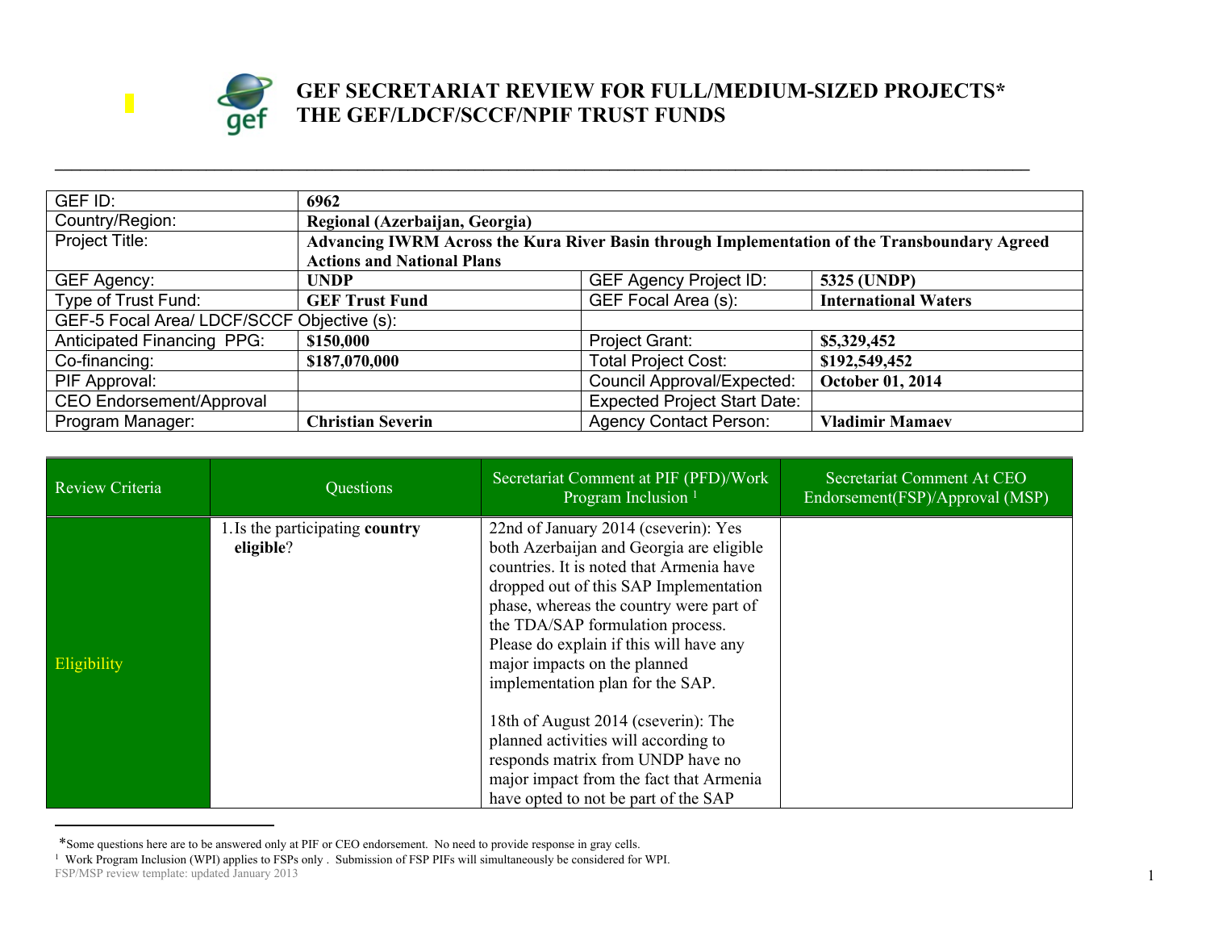# GEF SECRETARIAT REVIEW FOR FULL/MEDIUM-SIZED PROJECTS*
# THE GEF/LDCF/SCCF/NPIF TRUST FUNDS

| GEF ID: | **6962** | | |
|---|---|---|---|
| Country/Region: | **Regional (Azerbaijan, Georgia)** | | |
| Project Title: | **Advancing IWRM Across the Kura River Basin through Implementation of the Transboundary Agreed Actions and National Plans** | | |
| GEF Agency: | **UNDP** | GEF Agency Project ID: | **5325 (UNDP)** |
| Type of Trust Fund: | **GEF Trust Fund** | GEF Focal Area (s): | **International Waters** |
| GEF-5 Focal Area/ LDCF/SCCF Objective (s): | | | |
| Anticipated Financing PPG: | **$150,000** | Project Grant: | **$5,329,452** |
| Co-financing: | **$187,070,000** | Total Project Cost: | **$192,549,452** |
| PIF Approval: | | Council Approval/Expected: | **October 01, 2014** |
| CEO Endorsement/Approval | | Expected Project Start Date: | |
| Program Manager: | **Christian Severin** | Agency Contact Person: | **Vladimir Mamaev** |

| Review Criteria | Questions | Secretariat Comment at PIF (PFD)/Work Program Inclusion [1] | Secretariat Comment At CEO Endorsement(FSP)/Approval (MSP) |
|---|---|---|---|
| Eligibility | 1. Is the participating **country eligible**? | 22nd of January 2014 (cseverin): Yes both Azerbaijan and Georgia are eligible countries. It is noted that Armenia have dropped out of this SAP Implementation phase, whereas the country were part of the TDA/SAP formulation process. Please do explain if this will have any major impacts on the planned implementation plan for the SAP.<br><br>18th of August 2014 (cseverin): The planned activities will according to responds matrix from UNDP have no major impact from the fact that Armenia have opted to not be part of the SAP | |

*Some questions here are to be answered only at PIF or CEO endorsement. No need to provide response in gray cells.

[1] Work Program Inclusion (WPI) applies to FSPs only . Submission of FSP PIFs will simultaneously be considered for WPI.

FSP/MSP review template: updated January 2013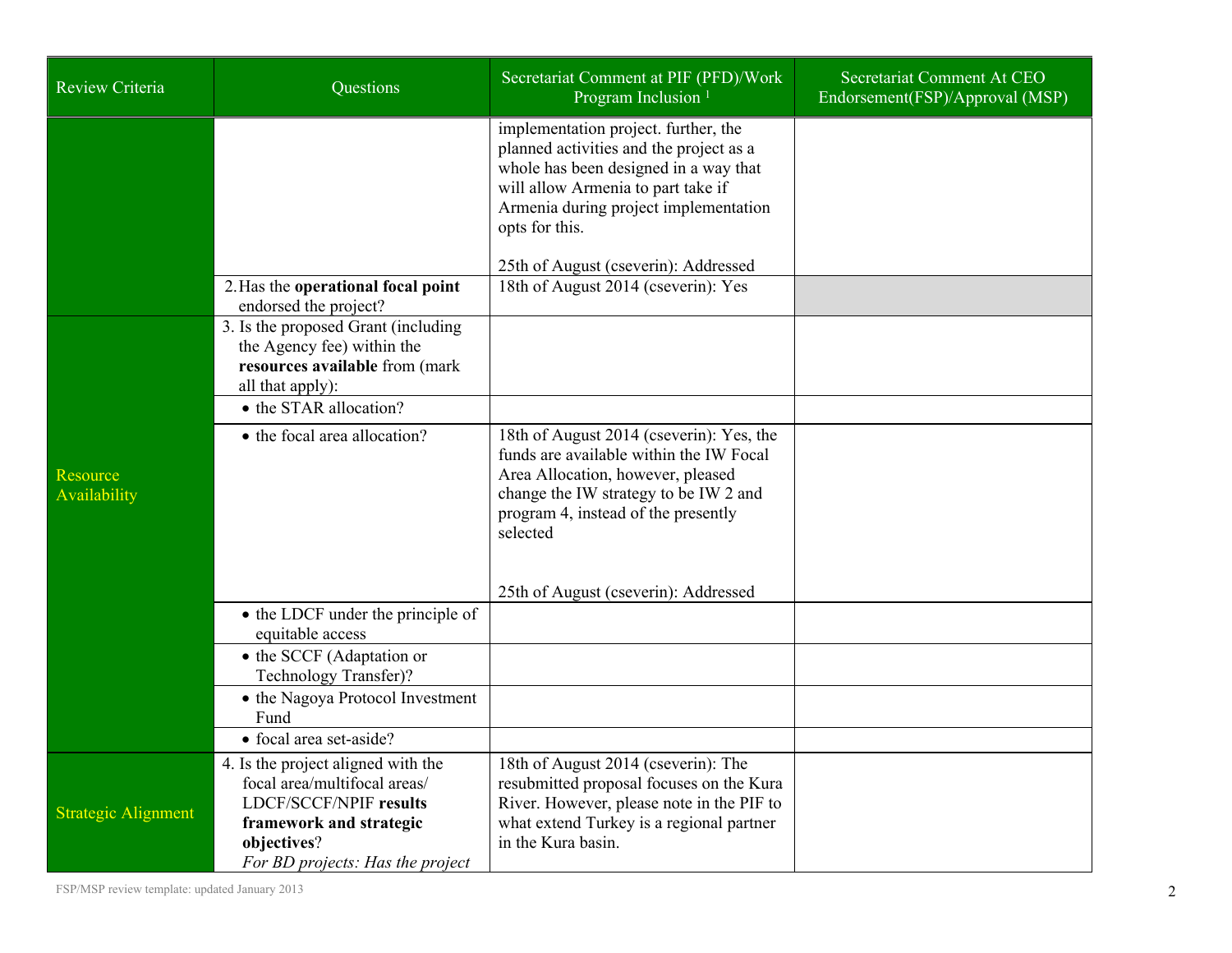| Review Criteria | Questions | Secretariat Comment at PIF (PFD)/Work Program Inclusion [1] | Secretariat Comment At CEO Endorsement(FSP)/Approval (MSP) |
|---|---|---|---|
| | | implementation project. further, the planned activities and the project as a whole has been designed in a way that will allow Armenia to part take if Armenia during project implementation opts for this.<br><br>25th of August (cseverin): Addressed | |
| | 2. Has the **operational focal point** endorsed the project? | 18th of August 2014 (cseverin): Yes | |
| Resource Availability | 3. Is the proposed Grant (including the Agency fee) within the **resources available** from (mark all that apply): | | |
| | • the STAR allocation? | | |
| | • the focal area allocation? | 18th of August 2014 (cseverin): Yes, the funds are available within the IW Focal Area Allocation, however, pleased change the IW strategy to be IW 2 and program 4, instead of the presently selected<br><br>25th of August (cseverin): Addressed | |
| | • the LDCF under the principle of equitable access | | |
| | • the SCCF (Adaptation or Technology Transfer)? | | |
| | • the Nagoya Protocol Investment Fund | | |
| | • focal area set-aside? | | |
| Strategic Alignment | 4. Is the project aligned with the focal area/multifocal areas/ LDCF/SCCF/NPIF **results framework and strategic objectives**?<br>*For BD projects: Has the project* | 18th of August 2014 (cseverin): The resubmitted proposal focuses on the Kura River. However, please note in the PIF to what extend Turkey is a regional partner in the Kura basin. | |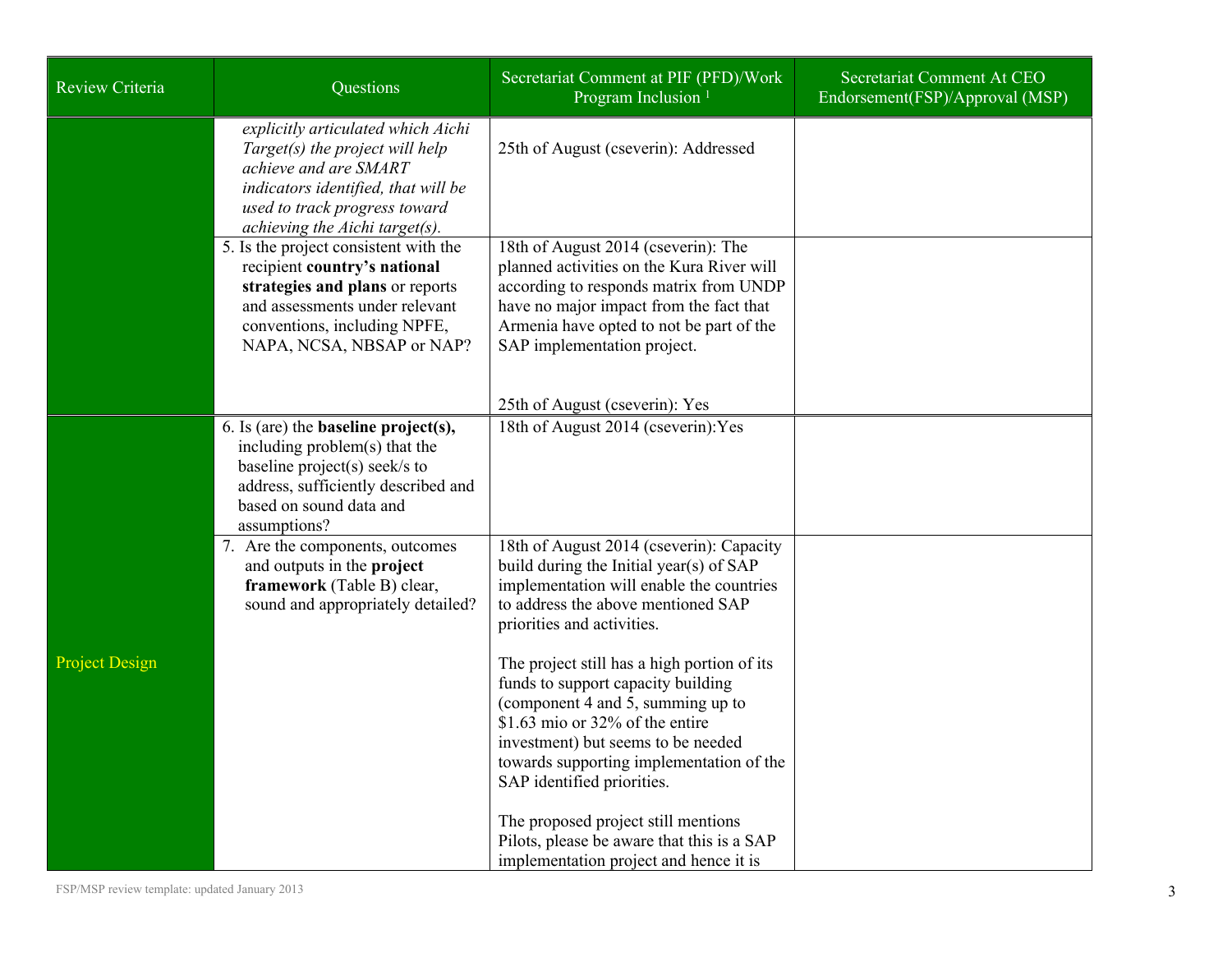| Review Criteria | Questions | Secretariat Comment at PIF (PFD)/Work Program Inclusion [1] | Secretariat Comment At CEO Endorsement(FSP)/Approval (MSP) |
|---|---|---|---|
| | *explicitly articulated which Aichi Target(s) the project will help achieve and are SMART indicators identified, that will be used to track progress toward achieving the Aichi target(s).* | 25th of August (cseverin): Addressed | |
| | 5. Is the project consistent with the recipient **country's national strategies and plans** or reports and assessments under relevant conventions, including NPFE, NAPA, NCSA, NBSAP or NAP? | 18th of August 2014 (cseverin): The planned activities on the Kura River will according to responds matrix from UNDP have no major impact from the fact that Armenia have opted to not be part of the SAP implementation project.<br><br>25th of August (cseverin): Yes | |
| Project Design | 6. Is (are) the **baseline project(s),** including problem(s) that the baseline project(s) seek/s to address, sufficiently described and based on sound data and assumptions? | 18th of August 2014 (cseverin):Yes | |
| | 7. Are the components, outcomes and outputs in the **project framework** (Table B) clear, sound and appropriately detailed? | 18th of August 2014 (cseverin): Capacity build during the Initial year(s) of SAP implementation will enable the countries to address the above mentioned SAP priorities and activities.<br><br>The project still has a high portion of its funds to support capacity building (component 4 and 5, summing up to $1.63 mio or 32% of the entire investment) but seems to be needed towards supporting implementation of the SAP identified priorities.<br><br>The proposed project still mentions Pilots, please be aware that this is a SAP implementation project and hence it is | |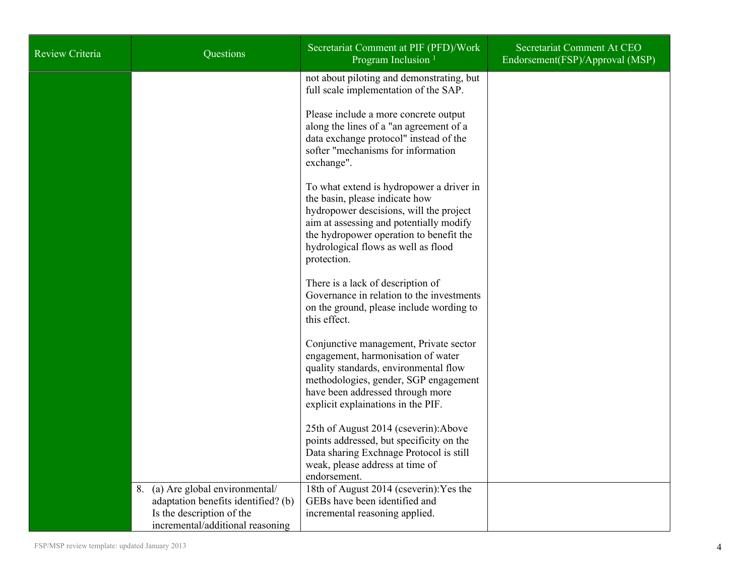| Review Criteria | Questions | Secretariat Comment at PIF (PFD)/Work Program Inclusion [1] | Secretariat Comment At CEO Endorsement(FSP)/Approval (MSP) |
|---|---|---|---|
| | | not about piloting and demonstrating, but full scale implementation of the SAP.<br><br>Please include a more concrete output along the lines of a "an agreement of a data exchange protocol" instead of the softer "mechanisms for information exchange".<br><br>To what extend is hydropower a driver in the basin, please indicate how hydropower descisions, will the project aim at assessing and potentially modify the hydropower operation to benefit the hydrological flows as well as flood protection.<br><br>There is a lack of description of Governance in relation to the investments on the ground, please include wording to this effect.<br><br>Conjunctive management, Private sector engagement, harmonisation of water quality standards, environmental flow methodologies, gender, SGP engagement have been addressed through more explicit explainations in the PIF.<br><br>25th of August 2014 (cseverin):Above points addressed, but specificity on the Data sharing Exchnage Protocol is still weak, please address at time of endorsement. | |
| | 8. (a) Are global environmental/ adaptation benefits identified? (b) Is the description of the incremental/additional reasoning | 18th of August 2014 (cseverin):Yes the GEBs have been identified and incremental reasoning applied. | |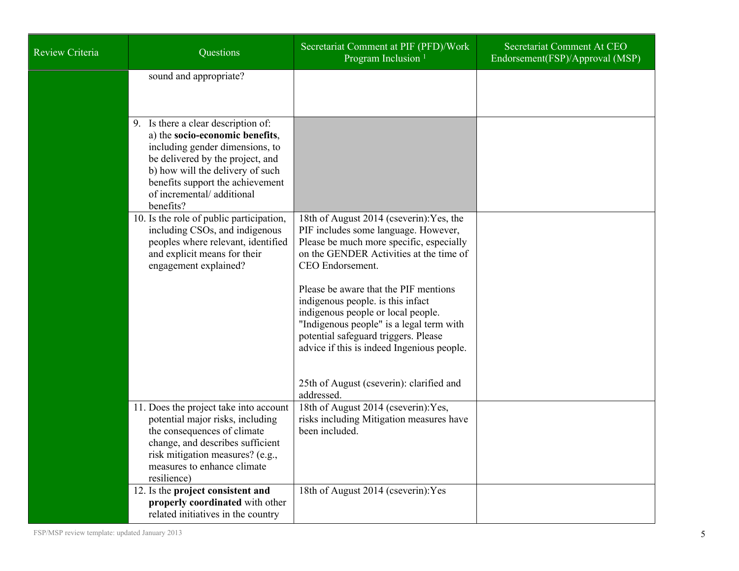| Review Criteria | Questions | Secretariat Comment at PIF (PFD)/Work Program Inclusion [1] | Secretariat Comment At CEO Endorsement(FSP)/Approval (MSP) |
|---|---|---|---|
| | sound and appropriate? | | |
| | 9. Is there a clear description of: a) the **socio-economic benefits**, including gender dimensions, to be delivered by the project, and b) how will the delivery of such benefits support the achievement of incremental/ additional benefits? | | |
| | 10. Is the role of public participation, including CSOs, and indigenous peoples where relevant, identified and explicit means for their engagement explained? | 18th of August 2014 (cseverin):Yes, the PIF includes some language. However, Please be much more specific, especially on the GENDER Activities at the time of CEO Endorsement.<br><br>Please be aware that the PIF mentions indigenous people. is this infact indigenous people or local people. "Indigenous people" is a legal term with potential safeguard triggers. Please advice if this is indeed Ingenious people.<br><br>25th of August (cseverin): clarified and addressed. | |
| | 11. Does the project take into account potential major risks, including the consequences of climate change, and describes sufficient risk mitigation measures? (e.g., measures to enhance climate resilience) | 18th of August 2014 (cseverin):Yes, risks including Mitigation measures have been included. | |
| | 12. Is the **project consistent and properly coordinated** with other related initiatives in the country | 18th of August 2014 (cseverin):Yes | |

FSP/MSP review template: updated January 2013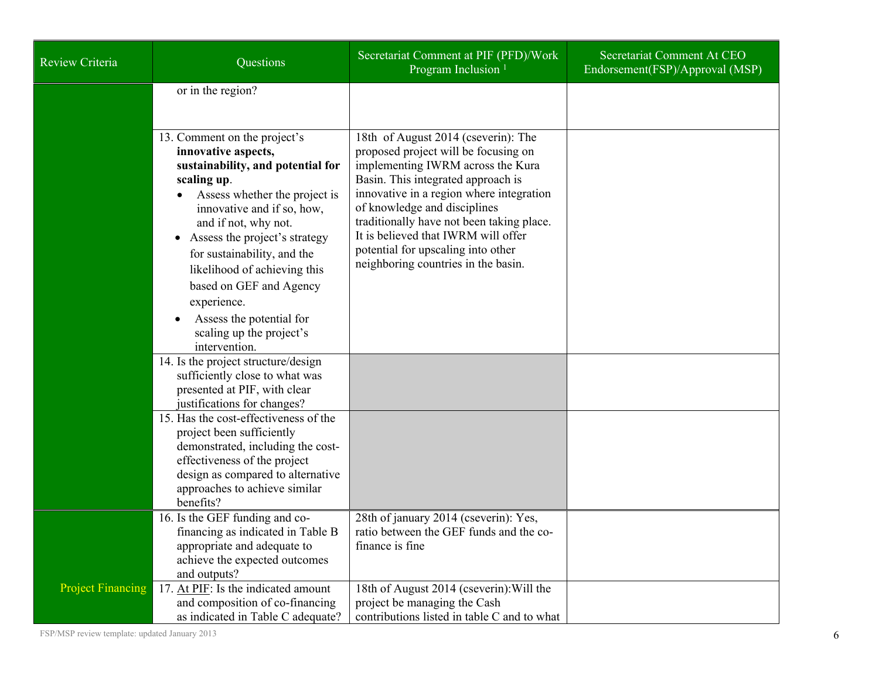| Review Criteria | Questions | Secretariat Comment at PIF (PFD)/Work Program Inclusion [1] | Secretariat Comment At CEO Endorsement(FSP)/Approval (MSP) |
|---|---|---|---|
| | or in the region? | | |
| | 13. Comment on the project's **innovative aspects, sustainability, and potential for scaling up**. <br>• Assess whether the project is innovative and if so, how, and if not, why not. <br>• Assess the project's strategy for sustainability, and the likelihood of achieving this based on GEF and Agency experience. <br>• Assess the potential for scaling up the project's intervention. | 18th of August 2014 (cseverin): The proposed project will be focusing on implementing IWRM across the Kura Basin. This integrated approach is innovative in a region where integration of knowledge and disciplines traditionally have not been taking place. It is believed that IWRM will offer potential for upscaling into other neighboring countries in the basin. | |
| | 14. Is the project structure/design sufficiently close to what was presented at PIF, with clear justifications for changes? | | |
| | 15. Has the cost-effectiveness of the project been sufficiently demonstrated, including the cost-effectiveness of the project design as compared to alternative approaches to achieve similar benefits? | | |
| Project Financing | 16. Is the GEF funding and co-financing as indicated in Table B appropriate and adequate to achieve the expected outcomes and outputs? | 28th of january 2014 (cseverin): Yes, ratio between the GEF funds and the co-finance is fine | |
| | 17. <u>At PIF</u>: Is the indicated amount and composition of co-financing as indicated in Table C adequate? | 18th of August 2014 (cseverin):Will the project be managing the Cash contributions listed in table C and to what | |

FSP/MSP review template: updated January 2013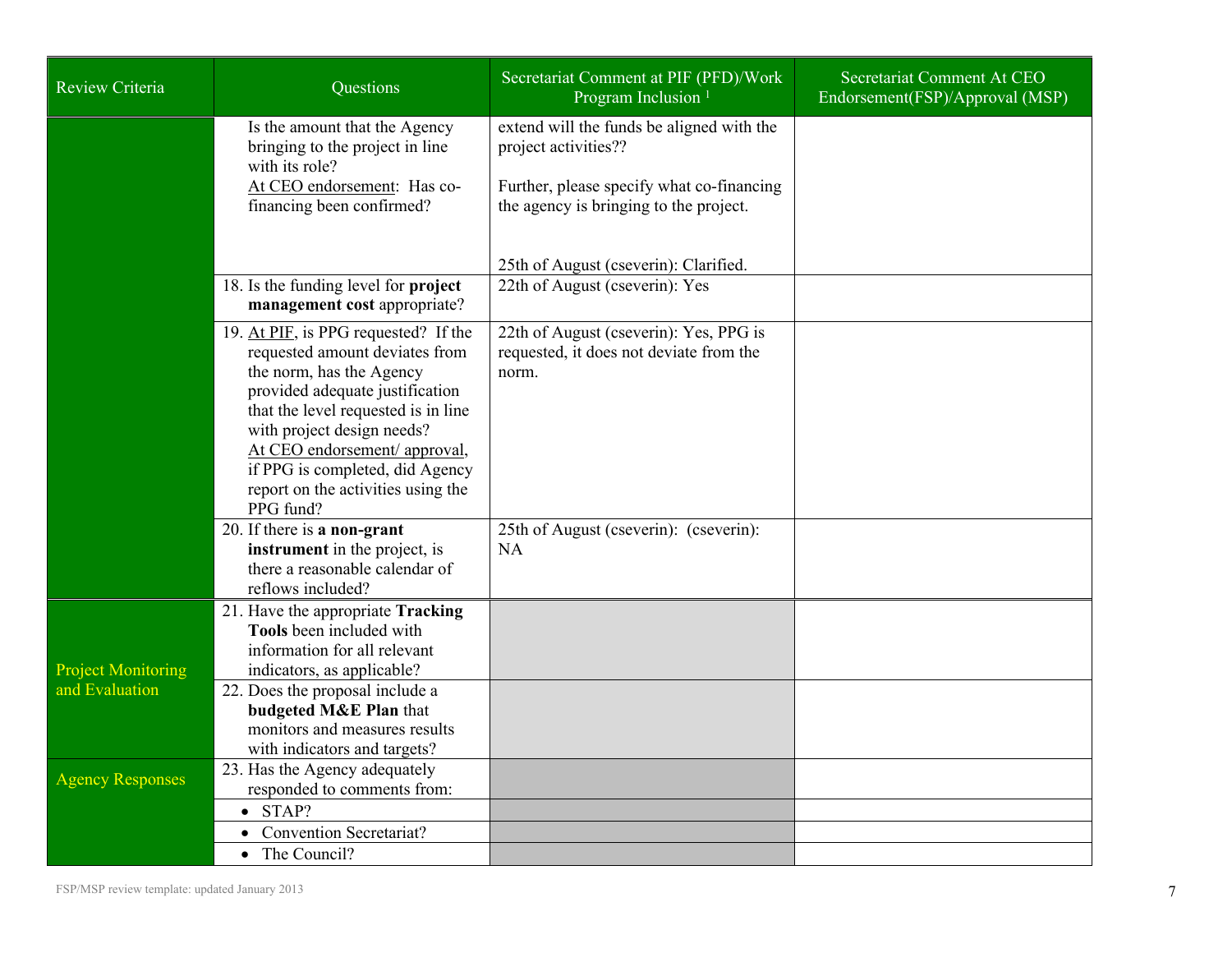| Review Criteria | Questions | Secretariat Comment at PIF (PFD)/Work Program Inclusion [1] | Secretariat Comment At CEO Endorsement(FSP)/Approval (MSP) |
|---|---|---|---|
| | Is the amount that the Agency bringing to the project in line with its role?<br>At CEO endorsement: Has co-financing been confirmed? | extend will the funds be aligned with the project activities??<br><br>Further, please specify what co-financing the agency is bringing to the project.<br><br>25th of August (cseverin): Clarified. | |
| | 18. Is the funding level for **project management cost** appropriate? | 22th of August (cseverin): Yes | |
| | 19. At PIF, is PPG requested? If the requested amount deviates from the norm, has the Agency provided adequate justification that the level requested is in line with project design needs?<br>At CEO endorsement/ approval, if PPG is completed, did Agency report on the activities using the PPG fund? | 22th of August (cseverin): Yes, PPG is requested, it does not deviate from the norm. | |
| | 20. If there is **a non-grant instrument** in the project, is there a reasonable calendar of reflows included? | 25th of August (cseverin): (cseverin): NA | |
| Project Monitoring and Evaluation | 21. Have the appropriate **Tracking Tools** been included with information for all relevant indicators, as applicable? | | |
| | 22. Does the proposal include a **budgeted M&E Plan** that monitors and measures results with indicators and targets? | | |
| Agency Responses | 23. Has the Agency adequately responded to comments from: | | |
| | • STAP? | | |
| | • Convention Secretariat? | | |
| | • The Council? | | |

FSP/MSP review template: updated January 2013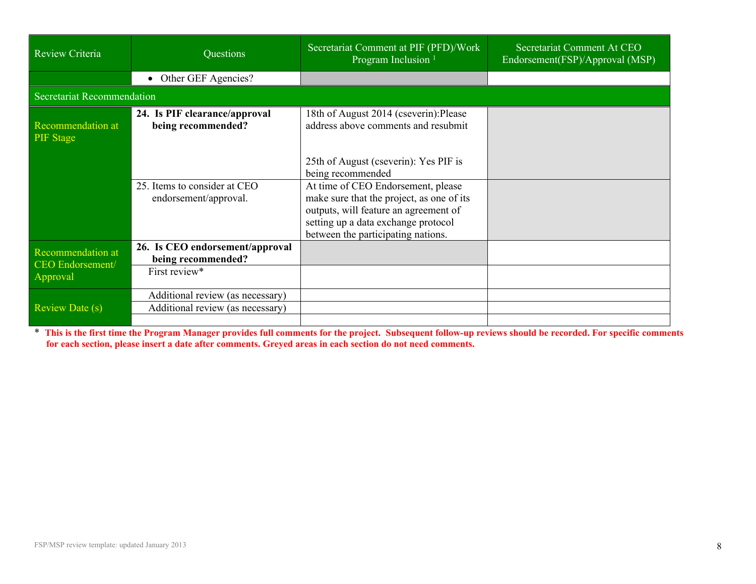| Review Criteria | Questions | Secretariat Comment at PIF (PFD)/Work Program Inclusion [1] | Secretariat Comment At CEO Endorsement(FSP)/Approval (MSP) |
|---|---|---|---|
| | • Other GEF Agencies? | | |
| Secretariat Recommendation | | | |
| Recommendation at PIF Stage | **24. Is PIF clearance/approval being recommended?** | 18th of August 2014 (cseverin):Please address above comments and resubmit<br><br>25th of August (cseverin): Yes PIF is being recommended | |
| | 25. Items to consider at CEO endorsement/approval. | At time of CEO Endorsement, please make sure that the project, as one of its outputs, will feature an agreement of setting up a data exchange protocol between the participating nations. | |
| Recommendation at CEO Endorsement/ Approval | **26. Is CEO endorsement/approval being recommended?** | | |
| | First review* | | |
| Review Date (s) | Additional review (as necessary) | | |
| | Additional review (as necessary) | | |
| | | | |

\* **This is the first time the Program Manager provides full comments for the project. Subsequent follow-up reviews should be recorded. For specific comments for each section, please insert a date after comments. Greyed areas in each section do not need comments.**

FSP/MSP review template: updated January 2013